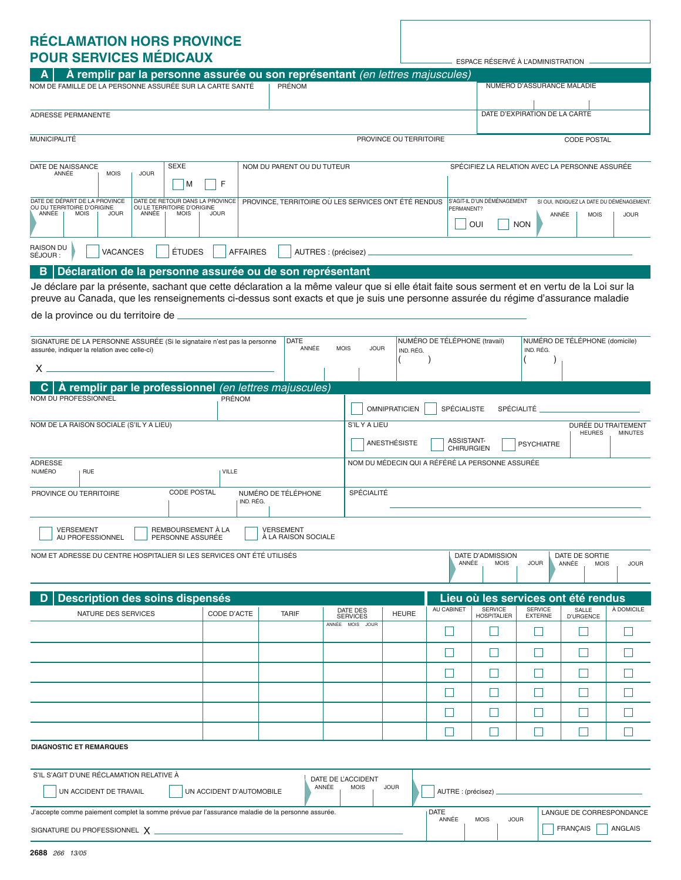# RÉCLAMATION HORS PROVINCE POUR SERVICES MÉDICAUX

ESPACE RÉSERVÉ À L'ADMINISTRATION

## A À remplir par la personne assurée ou son représentant *(en lettres majuscules)*

NOM DE FAMILLE DE LA PERSONNE ASSURÉE SUR LA CARTE SANTÉ | PRÉNOM | NUMÉRO D'ASSURANCE MALADIE

ADRESSE PERMANENTE | DATE D'EXPIRATION DE LA CARTE

MUNICIPALITÉ | PROVINCE OU TERRITOIRE | CODE POSTAL

DATE DE NAISSANCE (ANNÉE / MOIS / JOUR) | SEXE ☐ M ☐ F | NOM DU PARENT OU DU TUTEUR | SPÉCIFIEZ LA RELATION AVEC LA PERSONNE ASSURÉE

DATE DE DÉPART DE LA PROVINCE OU DU TERRITOIRE D'ORIGINE (ANNÉE / MOIS / JOUR) | DATE DE RETOUR DANS LA PROVINCE OU LE TERRITOIRE D'ORIGINE (ANNÉE / MOIS / JOUR) | PROVINCE, TERRITOIRE OÙ LES SERVICES ONT ÉTÉ RENDUS | S'AGIT-IL D'UN DÉMÉNAGEMENT PERMANENT? ☐ OUI ☐ NON | SI OUI, INDIQUEZ LA DATE DU DÉMÉNAGEMENT. (ANNÉE / MOIS / JOUR)

RAISON DU SÉJOUR : ☐ VACANCES ☐ ÉTUDES ☐ AFFAIRES ☐ AUTRES : (précisez) ____________________

## B Déclaration de la personne assurée ou de son représentant

Je déclare par la présente, sachant que cette déclaration a la même valeur que si elle était faite sous serment et en vertu de la Loi sur la preuve au Canada, que les renseignements ci-dessus sont exacts et que je suis une personne assurée du régime d'assurance maladie de la province ou du territoire de ____________________

SIGNATURE DE LA PERSONNE ASSURÉE (Si le signataire n'est pas la personne assurée, indiquer la relation avec celle-ci)
X ____________________

DATE (ANNÉE / MOIS / JOUR) | NUMÉRO DE TÉLÉPHONE (travail) IND. RÉG. ( ) | NUMÉRO DE TÉLÉPHONE (domicile) IND. RÉG. ( )

## C À remplir par le professionnel *(en lettres majuscules)*

NOM DU PROFESSIONNEL | PRÉNOM | ☐ OMNIPRATICIEN ☐ SPÉCIALISTE SPÉCIALITÉ ____________________

NOM DE LA RAISON SOCIALE (S'IL Y A LIEU) | S'IL Y A LIEU ☐ ANESTHÉSISTE ☐ ASSISTANT-CHIRURGIEN ☐ PSYCHIATRE | DURÉE DU TRAITEMENT (HEURES / MINUTES)

ADRESSE (NUMÉRO / RUE / VILLE) | NOM DU MÉDECIN QUI A RÉFÉRÉ LA PERSONNE ASSURÉE

PROVINCE OU TERRITOIRE | CODE POSTAL | NUMÉRO DE TÉLÉPHONE IND. RÉG. | SPÉCIALITÉ ____________________

☐ VERSEMENT AU PROFESSIONNEL ☐ REMBOURSEMENT À LA PERSONNE ASSURÉE ☐ VERSEMENT À LA RAISON SOCIALE

NOM ET ADRESSE DU CENTRE HOSPITALIER SI LES SERVICES ONT ÉTÉ UTILISÉS | DATE D'ADMISSION (ANNÉE / MOIS / JOUR) | DATE DE SORTIE (ANNÉE / MOIS / JOUR)

## D Description des soins dispensés — Lieu où les services ont été rendus

| NATURE DES SERVICES | CODE D'ACTE | TARIF | DATE DES SERVICES (ANNÉE MOIS JOUR) | HEURE | AU CABINET | SERVICE HOSPITALIER | SERVICE EXTERNE | SALLE D'URGENCE | À DOMICILE |
|---|---|---|---|---|---|---|---|---|---|
| | | | | | ☐ | ☐ | ☐ | ☐ | ☐ |
| | | | | | ☐ | ☐ | ☐ | ☐ | ☐ |
| | | | | | ☐ | ☐ | ☐ | ☐ | ☐ |
| | | | | | ☐ | ☐ | ☐ | ☐ | ☐ |
| | | | | | ☐ | ☐ | ☐ | ☐ | ☐ |
| | | | | | ☐ | ☐ | ☐ | ☐ | ☐ |

**DIAGNOSTIC ET REMARQUES**

S'IL S'AGIT D'UNE RÉCLAMATION RELATIVE À ☐ UN ACCIDENT DE TRAVAIL ☐ UN ACCIDENT D'AUTOMOBILE | DATE DE L'ACCIDENT (ANNÉE / MOIS / JOUR) | ☐ AUTRE : (précisez) ____________________

J'accepte comme paiement complet la somme prévue par l'assurance maladie de la personne assurée.

SIGNATURE DU PROFESSIONNEL X ____________________ | DATE (ANNÉE / MOIS / JOUR) | LANGUE DE CORRESPONDANCE ☐ FRANÇAIS ☐ ANGLAIS

2688 266 13/05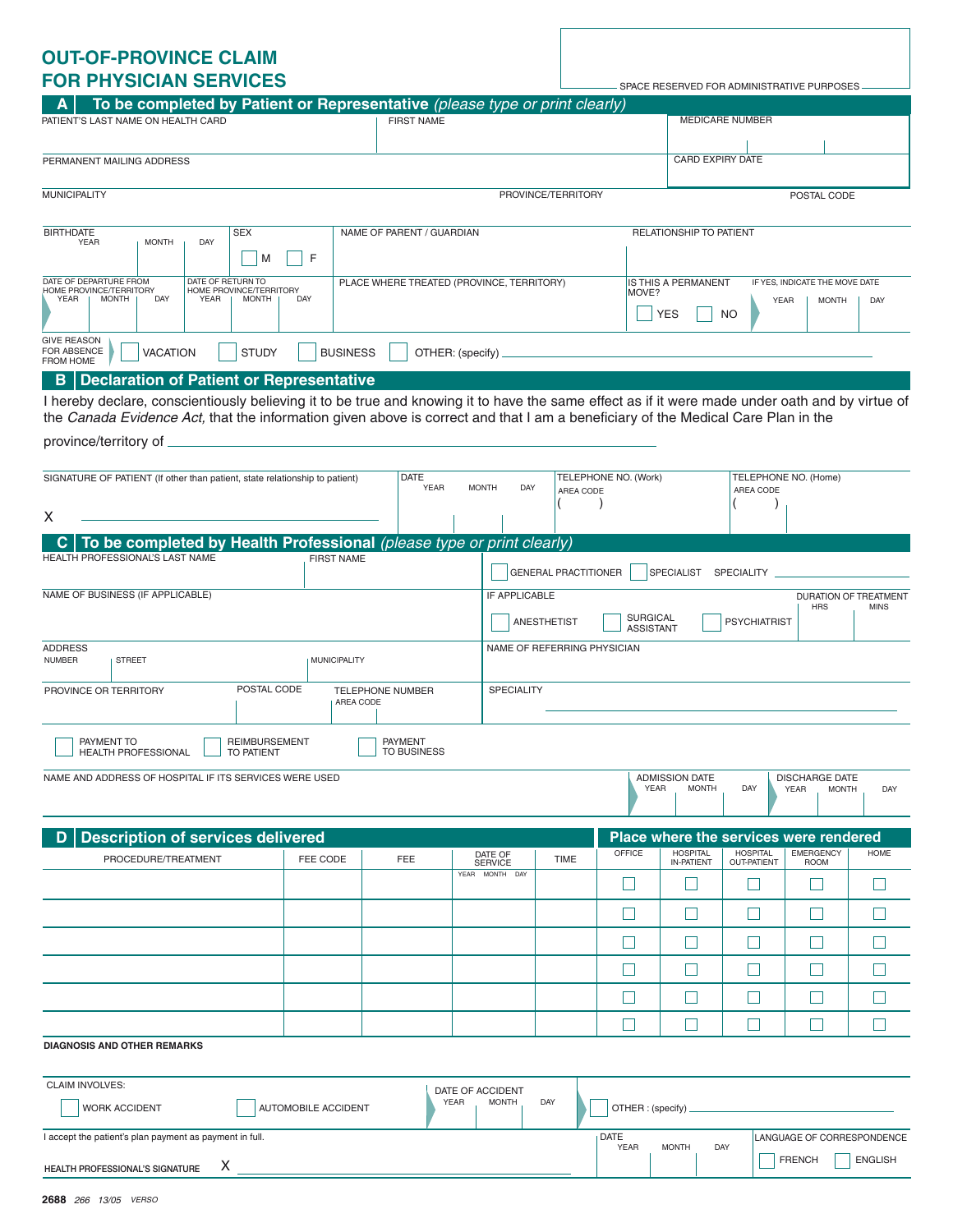# OUT-OF-PROVINCE CLAIM FOR PHYSICIAN SERVICES

SPACE RESERVED FOR ADMINISTRATIVE PURPOSES

## A To be completed by Patient or Representative *(please type or print clearly)*

PATIENT'S LAST NAME ON HEALTH CARD | FIRST NAME | MEDICARE NUMBER

PERMANENT MAILING ADDRESS | CARD EXPIRY DATE

MUNICIPALITY | PROVINCE/TERRITORY | POSTAL CODE

BIRTHDATE (YEAR / MONTH / DAY) | SEX ☐ M ☐ F | NAME OF PARENT / GUARDIAN | RELATIONSHIP TO PATIENT

DATE OF DEPARTURE FROM HOME PROVINCE/TERRITORY (YEAR / MONTH / DAY) | DATE OF RETURN TO HOME PROVINCE/TERRITORY (YEAR / MONTH / DAY) | PLACE WHERE TREATED (PROVINCE, TERRITORY) | IS THIS A PERMANENT MOVE? ☐ YES ☐ NO | IF YES, INDICATE THE MOVE DATE (YEAR / MONTH / DAY)

GIVE REASON FOR ABSENCE FROM HOME ☐ VACATION ☐ STUDY ☐ BUSINESS ☐ OTHER: (specify) ____________

## B Declaration of Patient or Representative

I hereby declare, conscientiously believing it to be true and knowing it to have the same effect as if it were made under oath and by virtue of the *Canada Evidence Act,* that the information given above is correct and that I am a beneficiary of the Medical Care Plan in the

province/territory of ____________________________

SIGNATURE OF PATIENT (If other than patient, state relationship to patient) X ____________ | DATE (YEAR / MONTH / DAY) | TELEPHONE NO. (Work) AREA CODE ( ) | TELEPHONE NO. (Home) AREA CODE ( )

## C To be completed by Health Professional *(please type or print clearly)*

HEALTH PROFESSIONAL'S LAST NAME | FIRST NAME | ☐ GENERAL PRACTITIONER ☐ SPECIALIST SPECIALITY ____________

NAME OF BUSINESS (IF APPLICABLE) | IF APPLICABLE ☐ ANESTHETIST ☐ SURGICAL ASSISTANT ☐ PSYCHIATRIST | DURATION OF TREATMENT (HRS / MINS)

ADDRESS (NUMBER / STREET / MUNICIPALITY) | NAME OF REFERRING PHYSICIAN

PROVINCE OR TERRITORY | POSTAL CODE | TELEPHONE NUMBER AREA CODE | SPECIALITY

☐ PAYMENT TO HEALTH PROFESSIONAL ☐ REIMBURSEMENT TO PATIENT ☐ PAYMENT TO BUSINESS

NAME AND ADDRESS OF HOSPITAL IF ITS SERVICES WERE USED | ADMISSION DATE (YEAR / MONTH / DAY) | DISCHARGE DATE (YEAR / MONTH / DAY)

## D Description of services delivered / Place where the services were rendered

| PROCEDURE/TREATMENT | FEE CODE | FEE | DATE OF SERVICE (YEAR MONTH DAY) | TIME | OFFICE | HOSPITAL IN-PATIENT | HOSPITAL OUT-PATIENT | EMERGENCY ROOM | HOME |
|---|---|---|---|---|---|---|---|---|---|
| | | | | | ☐ | ☐ | ☐ | ☐ | ☐ |
| | | | | | ☐ | ☐ | ☐ | ☐ | ☐ |
| | | | | | ☐ | ☐ | ☐ | ☐ | ☐ |
| | | | | | ☐ | ☐ | ☐ | ☐ | ☐ |
| | | | | | ☐ | ☐ | ☐ | ☐ | ☐ |
| | | | | | ☐ | ☐ | ☐ | ☐ | ☐ |

**DIAGNOSIS AND OTHER REMARKS**

CLAIM INVOLVES: ☐ WORK ACCIDENT ☐ AUTOMOBILE ACCIDENT | DATE OF ACCIDENT (YEAR / MONTH / DAY) | ☐ OTHER : (specify) ____________

I accept the patient's plan payment as payment in full.

HEALTH PROFESSIONAL'S SIGNATURE X ____________ | DATE (YEAR / MONTH / DAY) | LANGUAGE OF CORRESPONDENCE ☐ FRENCH ☐ ENGLISH

2688 266 13/05 VERSO